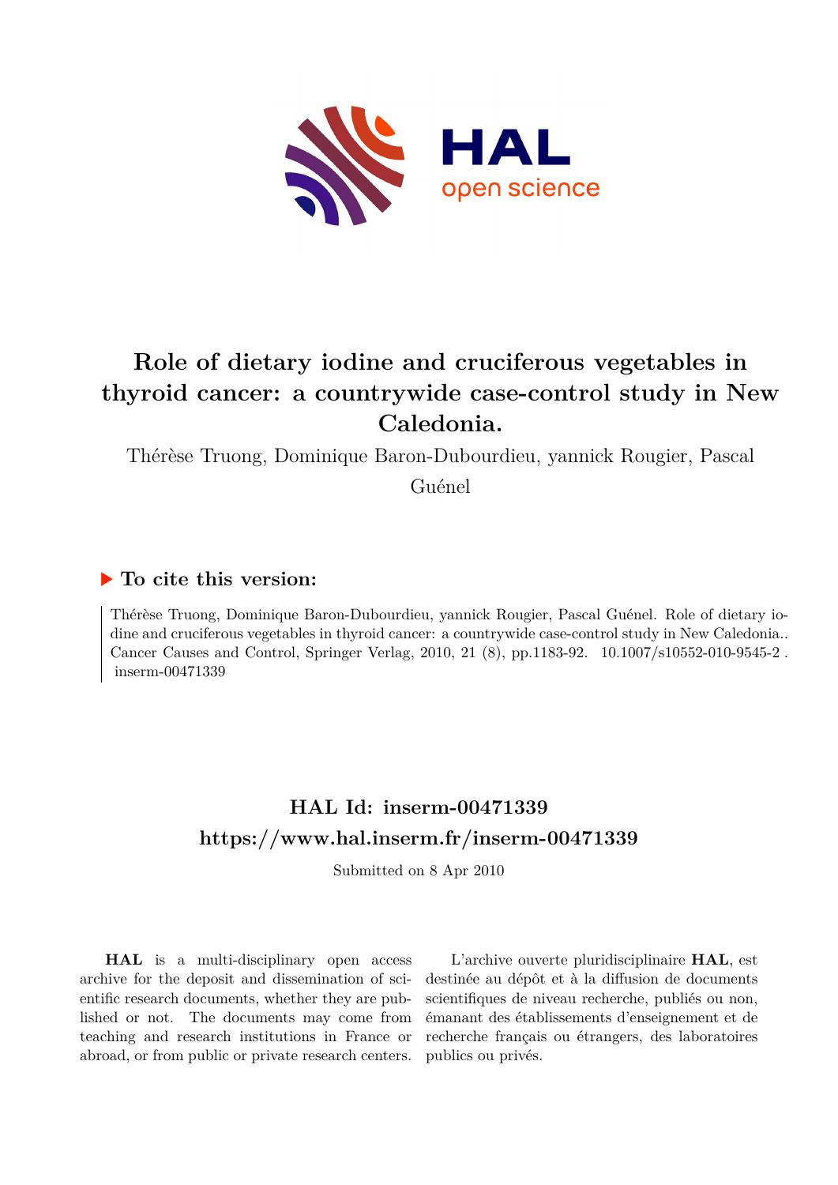# Role of dietary iodine and cruciferous vegetables in thyroid cancer: a countrywide case-control study in New Caledonia.

Thérèse Truong, Dominique Baron-Dubourdieu, yannick Rougier, Pascal Guénel

## ▶ To cite this version:

Thérèse Truong, Dominique Baron-Dubourdieu, yannick Rougier, Pascal Guénel. Role of dietary iodine and cruciferous vegetables in thyroid cancer: a countrywide case-control study in New Caledonia.. Cancer Causes and Control, Springer Verlag, 2010, 21 (8), pp.1183-92. 10.1007/s10552-010-9545-2 . inserm-00471339

## HAL Id: inserm-00471339
## https://www.hal.inserm.fr/inserm-00471339

Submitted on 8 Apr 2010

**HAL** is a multi-disciplinary open access archive for the deposit and dissemination of scientific research documents, whether they are published or not. The documents may come from teaching and research institutions in France or abroad, or from public or private research centers.

L'archive ouverte pluridisciplinaire **HAL**, est destinée au dépôt et à la diffusion de documents scientifiques de niveau recherche, publiés ou non, émanant des établissements d'enseignement et de recherche français ou étrangers, des laboratoires publics ou privés.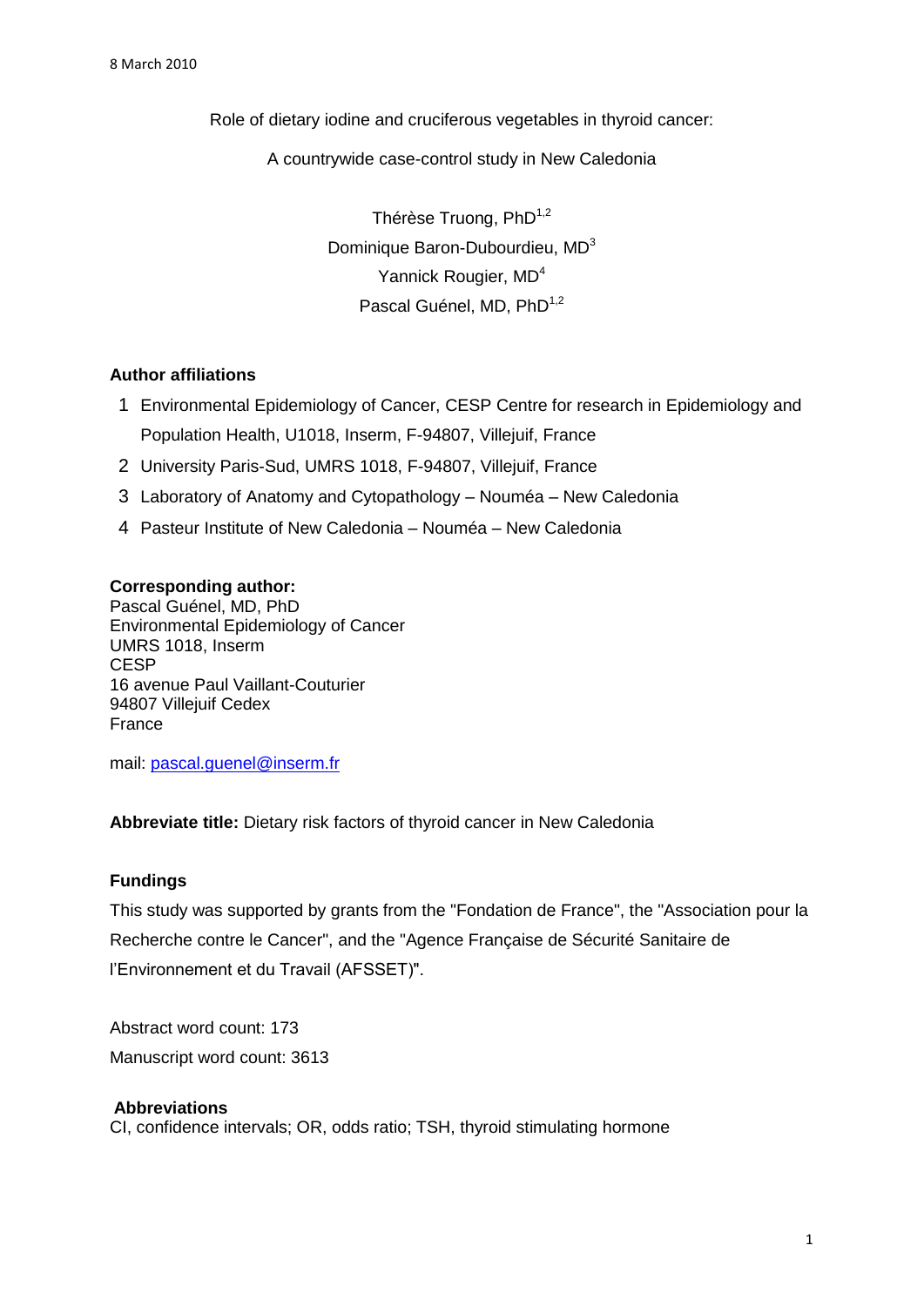8 March 2010

Role of dietary iodine and cruciferous vegetables in thyroid cancer:

A countrywide case-control study in New Caledonia

Thérèse Truong, PhD[1,2]
Dominique Baron-Dubourdieu, MD[3]
Yannick Rougier, MD[4]
Pascal Guénel, MD, PhD[1,2]

**Author affiliations**

1. Environmental Epidemiology of Cancer, CESP Centre for research in Epidemiology and Population Health, U1018, Inserm, F-94807, Villejuif, France
2. University Paris-Sud, UMRS 1018, F-94807, Villejuif, France
3. Laboratory of Anatomy and Cytopathology – Nouméa – New Caledonia
4. Pasteur Institute of New Caledonia – Nouméa – New Caledonia

**Corresponding author:**
Pascal Guénel, MD, PhD
Environmental Epidemiology of Cancer
UMRS 1018, Inserm
CESP
16 avenue Paul Vaillant-Couturier
94807 Villejuif Cedex
France

mail: pascal.guenel@inserm.fr

**Abbreviate title:** Dietary risk factors of thyroid cancer in New Caledonia

**Fundings**

This study was supported by grants from the "Fondation de France", the "Association pour la Recherche contre le Cancer", and the "Agence Française de Sécurité Sanitaire de l'Environnement et du Travail (AFSSET)".

Abstract word count: 173

Manuscript word count: 3613

**Abbreviations**

CI, confidence intervals; OR, odds ratio; TSH, thyroid stimulating hormone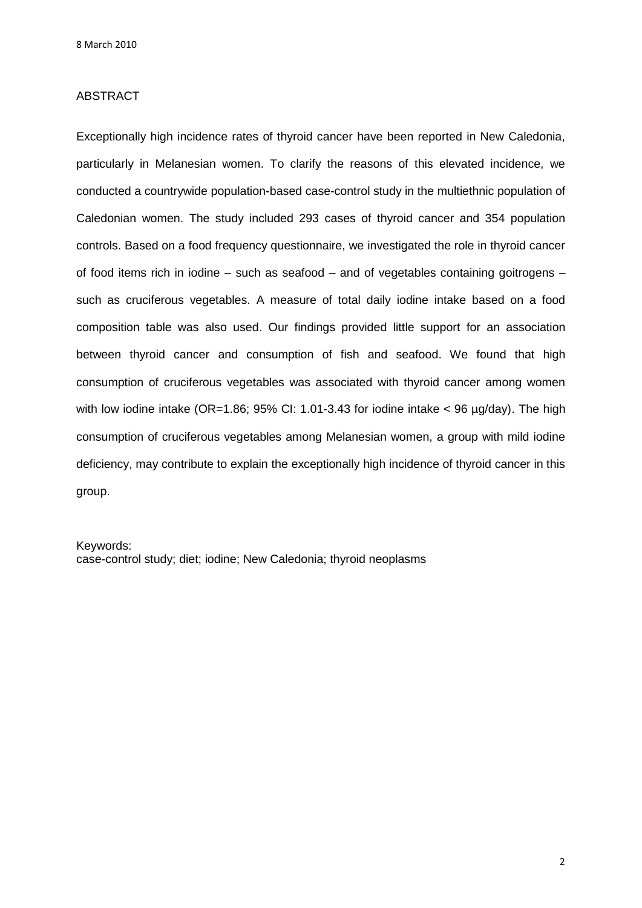## ABSTRACT

Exceptionally high incidence rates of thyroid cancer have been reported in New Caledonia, particularly in Melanesian women. To clarify the reasons of this elevated incidence, we conducted a countrywide population-based case-control study in the multiethnic population of Caledonian women. The study included 293 cases of thyroid cancer and 354 population controls. Based on a food frequency questionnaire, we investigated the role in thyroid cancer of food items rich in iodine – such as seafood – and of vegetables containing goitrogens – such as cruciferous vegetables. A measure of total daily iodine intake based on a food composition table was also used. Our findings provided little support for an association between thyroid cancer and consumption of fish and seafood. We found that high consumption of cruciferous vegetables was associated with thyroid cancer among women with low iodine intake (OR=1.86; 95% CI: 1.01-3.43 for iodine intake < 96 µg/day). The high consumption of cruciferous vegetables among Melanesian women, a group with mild iodine deficiency, may contribute to explain the exceptionally high incidence of thyroid cancer in this group.

Keywords:
case-control study; diet; iodine; New Caledonia; thyroid neoplasms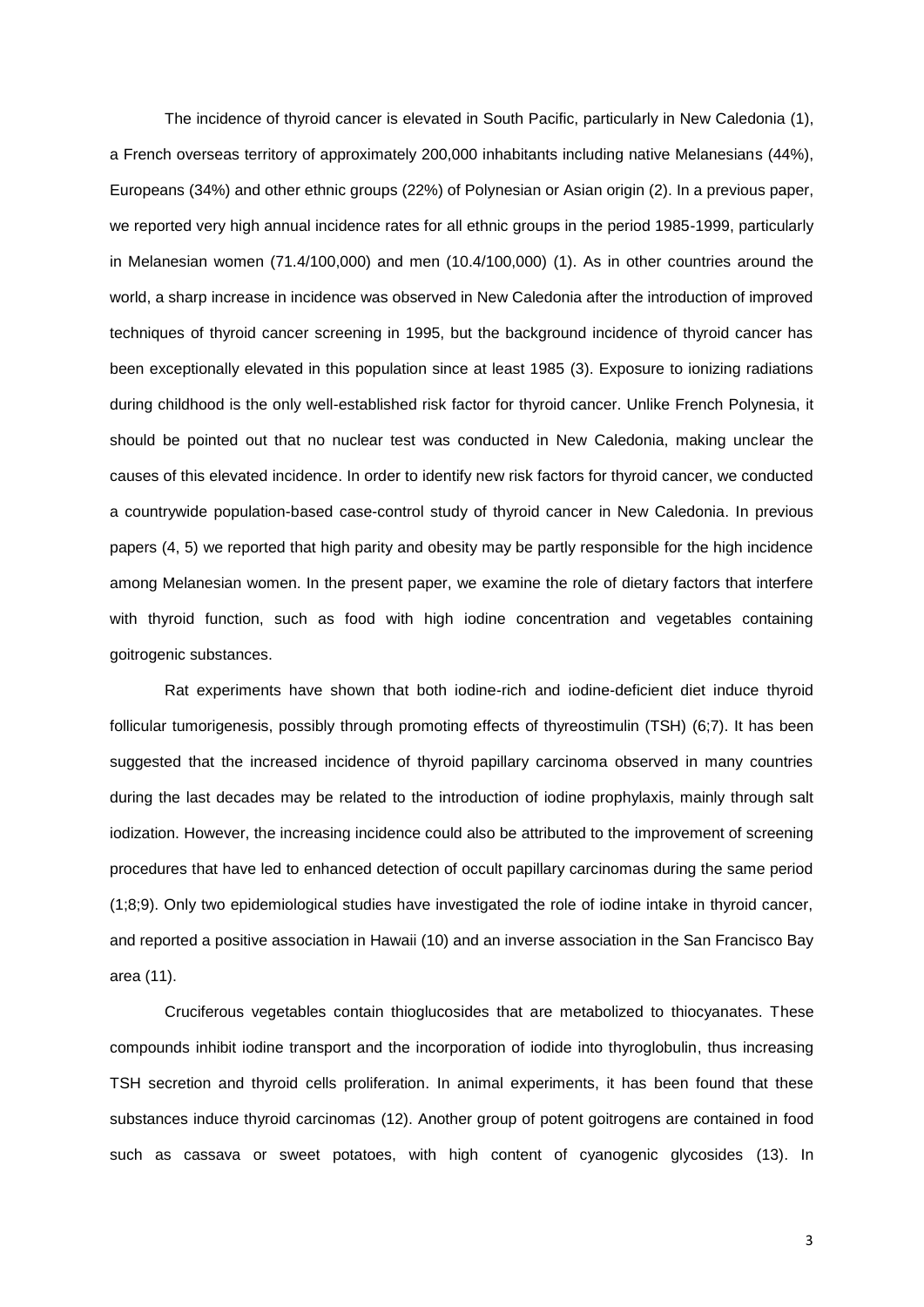The incidence of thyroid cancer is elevated in South Pacific, particularly in New Caledonia (1), a French overseas territory of approximately 200,000 inhabitants including native Melanesians (44%), Europeans (34%) and other ethnic groups (22%) of Polynesian or Asian origin (2). In a previous paper, we reported very high annual incidence rates for all ethnic groups in the period 1985-1999, particularly in Melanesian women (71.4/100,000) and men (10.4/100,000) (1). As in other countries around the world, a sharp increase in incidence was observed in New Caledonia after the introduction of improved techniques of thyroid cancer screening in 1995, but the background incidence of thyroid cancer has been exceptionally elevated in this population since at least 1985 (3). Exposure to ionizing radiations during childhood is the only well-established risk factor for thyroid cancer. Unlike French Polynesia, it should be pointed out that no nuclear test was conducted in New Caledonia, making unclear the causes of this elevated incidence. In order to identify new risk factors for thyroid cancer, we conducted a countrywide population-based case-control study of thyroid cancer in New Caledonia. In previous papers (4, 5) we reported that high parity and obesity may be partly responsible for the high incidence among Melanesian women. In the present paper, we examine the role of dietary factors that interfere with thyroid function, such as food with high iodine concentration and vegetables containing goitrogenic substances.

Rat experiments have shown that both iodine-rich and iodine-deficient diet induce thyroid follicular tumorigenesis, possibly through promoting effects of thyreostimulin (TSH) (6;7). It has been suggested that the increased incidence of thyroid papillary carcinoma observed in many countries during the last decades may be related to the introduction of iodine prophylaxis, mainly through salt iodization. However, the increasing incidence could also be attributed to the improvement of screening procedures that have led to enhanced detection of occult papillary carcinomas during the same period (1;8;9). Only two epidemiological studies have investigated the role of iodine intake in thyroid cancer, and reported a positive association in Hawaii (10) and an inverse association in the San Francisco Bay area (11).

Cruciferous vegetables contain thioglucosides that are metabolized to thiocyanates. These compounds inhibit iodine transport and the incorporation of iodide into thyroglobulin, thus increasing TSH secretion and thyroid cells proliferation. In animal experiments, it has been found that these substances induce thyroid carcinomas (12). Another group of potent goitrogens are contained in food such as cassava or sweet potatoes, with high content of cyanogenic glycosides (13). In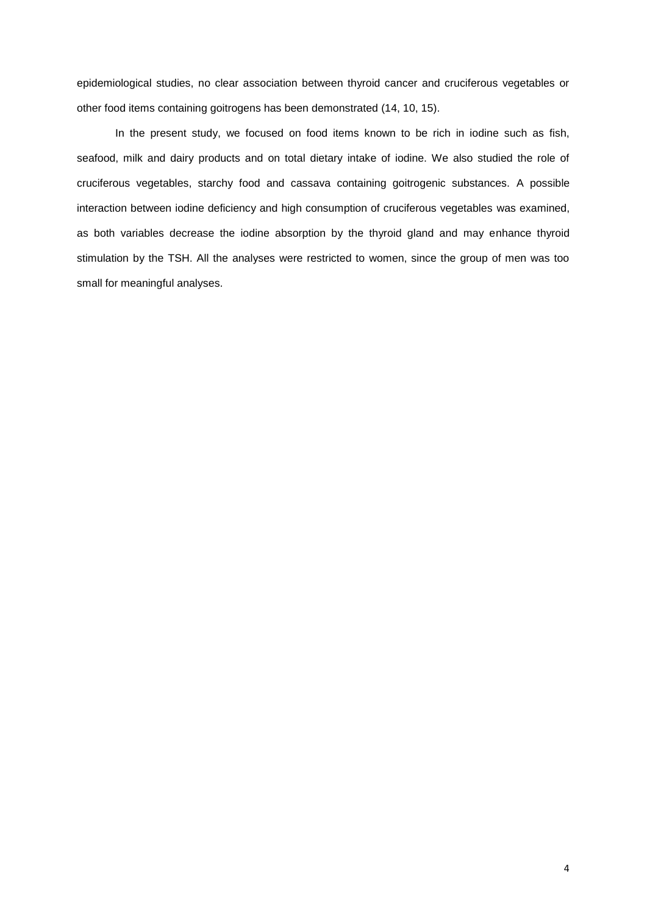epidemiological studies, no clear association between thyroid cancer and cruciferous vegetables or other food items containing goitrogens has been demonstrated (14, 10, 15).

In the present study, we focused on food items known to be rich in iodine such as fish, seafood, milk and dairy products and on total dietary intake of iodine. We also studied the role of cruciferous vegetables, starchy food and cassava containing goitrogenic substances. A possible interaction between iodine deficiency and high consumption of cruciferous vegetables was examined, as both variables decrease the iodine absorption by the thyroid gland and may enhance thyroid stimulation by the TSH. All the analyses were restricted to women, since the group of men was too small for meaningful analyses.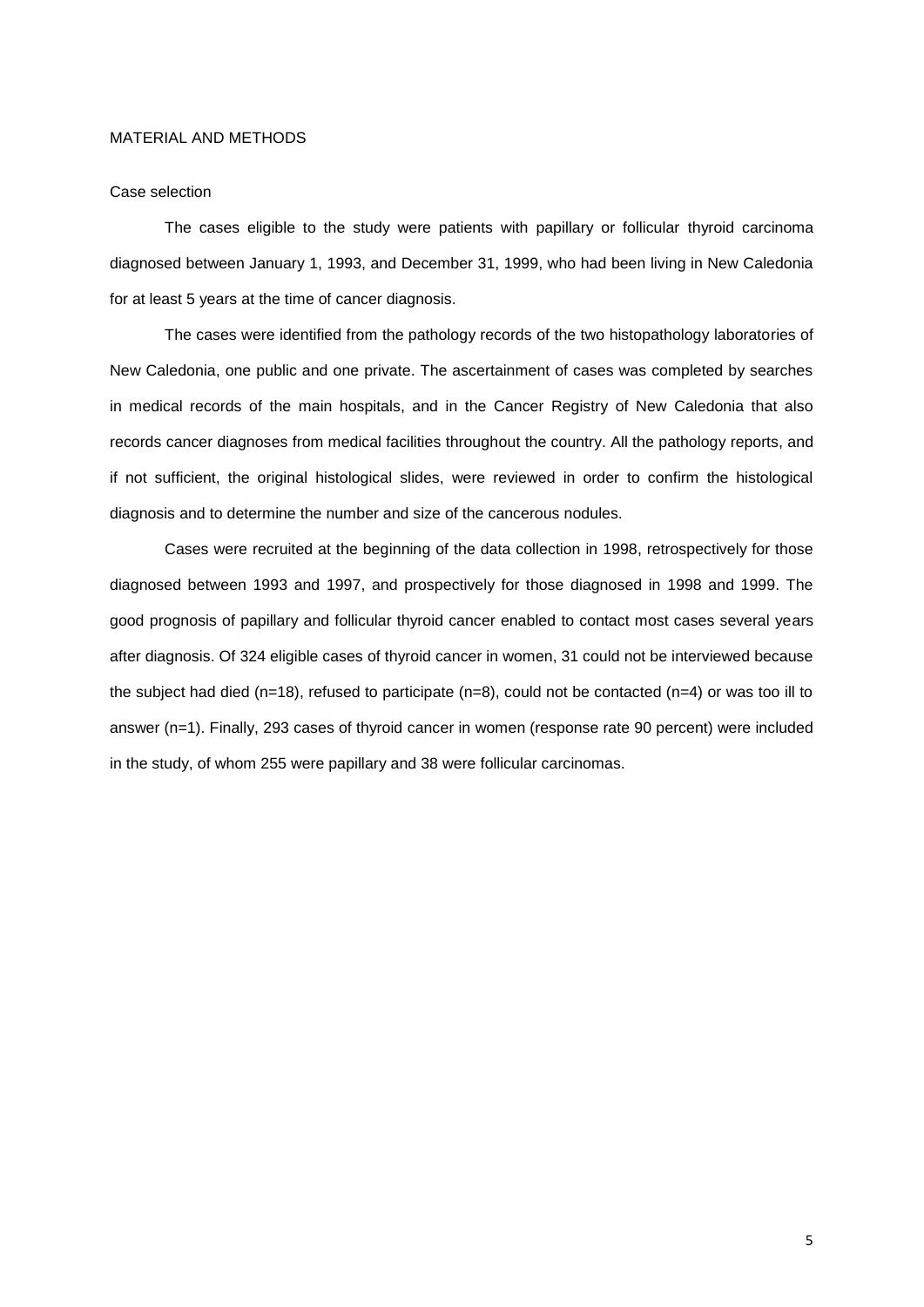## MATERIAL AND METHODS

### Case selection

The cases eligible to the study were patients with papillary or follicular thyroid carcinoma diagnosed between January 1, 1993, and December 31, 1999, who had been living in New Caledonia for at least 5 years at the time of cancer diagnosis.

The cases were identified from the pathology records of the two histopathology laboratories of New Caledonia, one public and one private. The ascertainment of cases was completed by searches in medical records of the main hospitals, and in the Cancer Registry of New Caledonia that also records cancer diagnoses from medical facilities throughout the country. All the pathology reports, and if not sufficient, the original histological slides, were reviewed in order to confirm the histological diagnosis and to determine the number and size of the cancerous nodules.

Cases were recruited at the beginning of the data collection in 1998, retrospectively for those diagnosed between 1993 and 1997, and prospectively for those diagnosed in 1998 and 1999. The good prognosis of papillary and follicular thyroid cancer enabled to contact most cases several years after diagnosis. Of 324 eligible cases of thyroid cancer in women, 31 could not be interviewed because the subject had died (n=18), refused to participate (n=8), could not be contacted (n=4) or was too ill to answer (n=1). Finally, 293 cases of thyroid cancer in women (response rate 90 percent) were included in the study, of whom 255 were papillary and 38 were follicular carcinomas.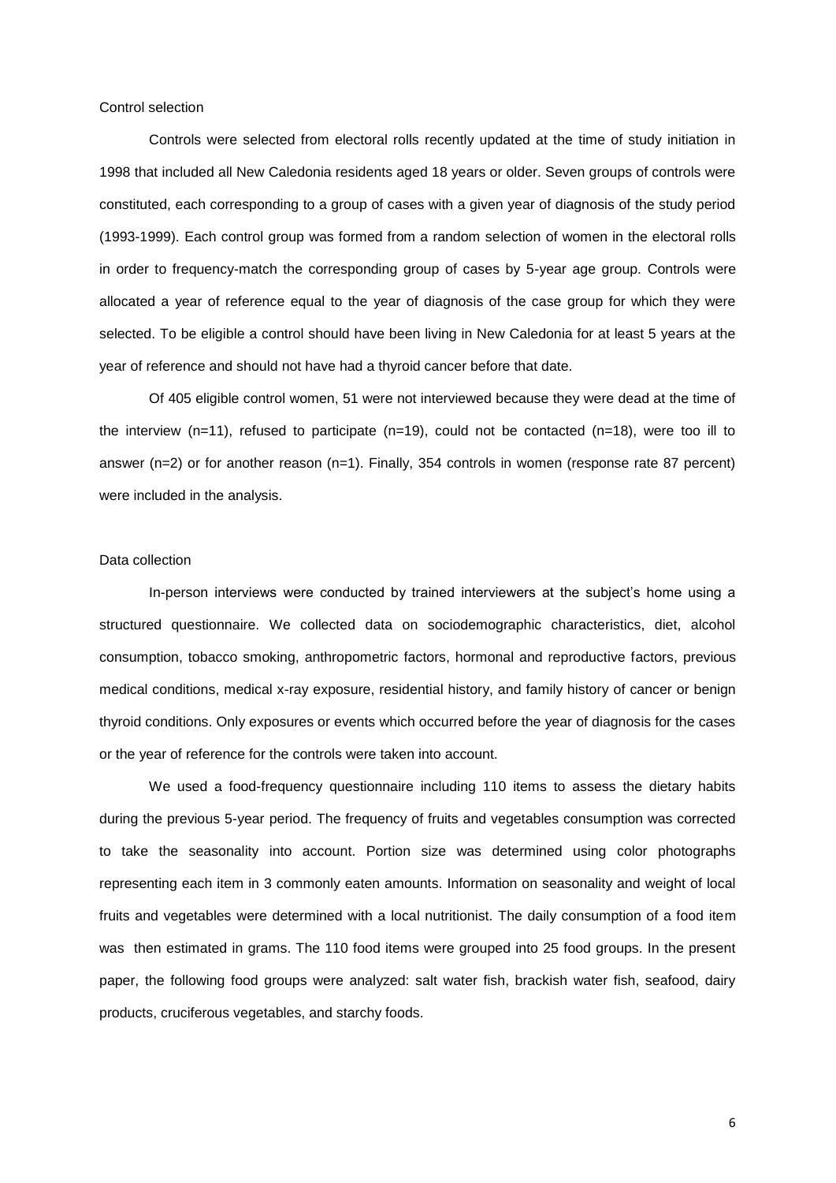Control selection

Controls were selected from electoral rolls recently updated at the time of study initiation in 1998 that included all New Caledonia residents aged 18 years or older. Seven groups of controls were constituted, each corresponding to a group of cases with a given year of diagnosis of the study period (1993-1999). Each control group was formed from a random selection of women in the electoral rolls in order to frequency-match the corresponding group of cases by 5-year age group. Controls were allocated a year of reference equal to the year of diagnosis of the case group for which they were selected. To be eligible a control should have been living in New Caledonia for at least 5 years at the year of reference and should not have had a thyroid cancer before that date.

Of 405 eligible control women, 51 were not interviewed because they were dead at the time of the interview (n=11), refused to participate (n=19), could not be contacted (n=18), were too ill to answer (n=2) or for another reason (n=1). Finally, 354 controls in women (response rate 87 percent) were included in the analysis.

Data collection

In-person interviews were conducted by trained interviewers at the subject's home using a structured questionnaire. We collected data on sociodemographic characteristics, diet, alcohol consumption, tobacco smoking, anthropometric factors, hormonal and reproductive factors, previous medical conditions, medical x-ray exposure, residential history, and family history of cancer or benign thyroid conditions. Only exposures or events which occurred before the year of diagnosis for the cases or the year of reference for the controls were taken into account.

We used a food-frequency questionnaire including 110 items to assess the dietary habits during the previous 5-year period. The frequency of fruits and vegetables consumption was corrected to take the seasonality into account. Portion size was determined using color photographs representing each item in 3 commonly eaten amounts. Information on seasonality and weight of local fruits and vegetables were determined with a local nutritionist. The daily consumption of a food item was then estimated in grams. The 110 food items were grouped into 25 food groups. In the present paper, the following food groups were analyzed: salt water fish, brackish water fish, seafood, dairy products, cruciferous vegetables, and starchy foods.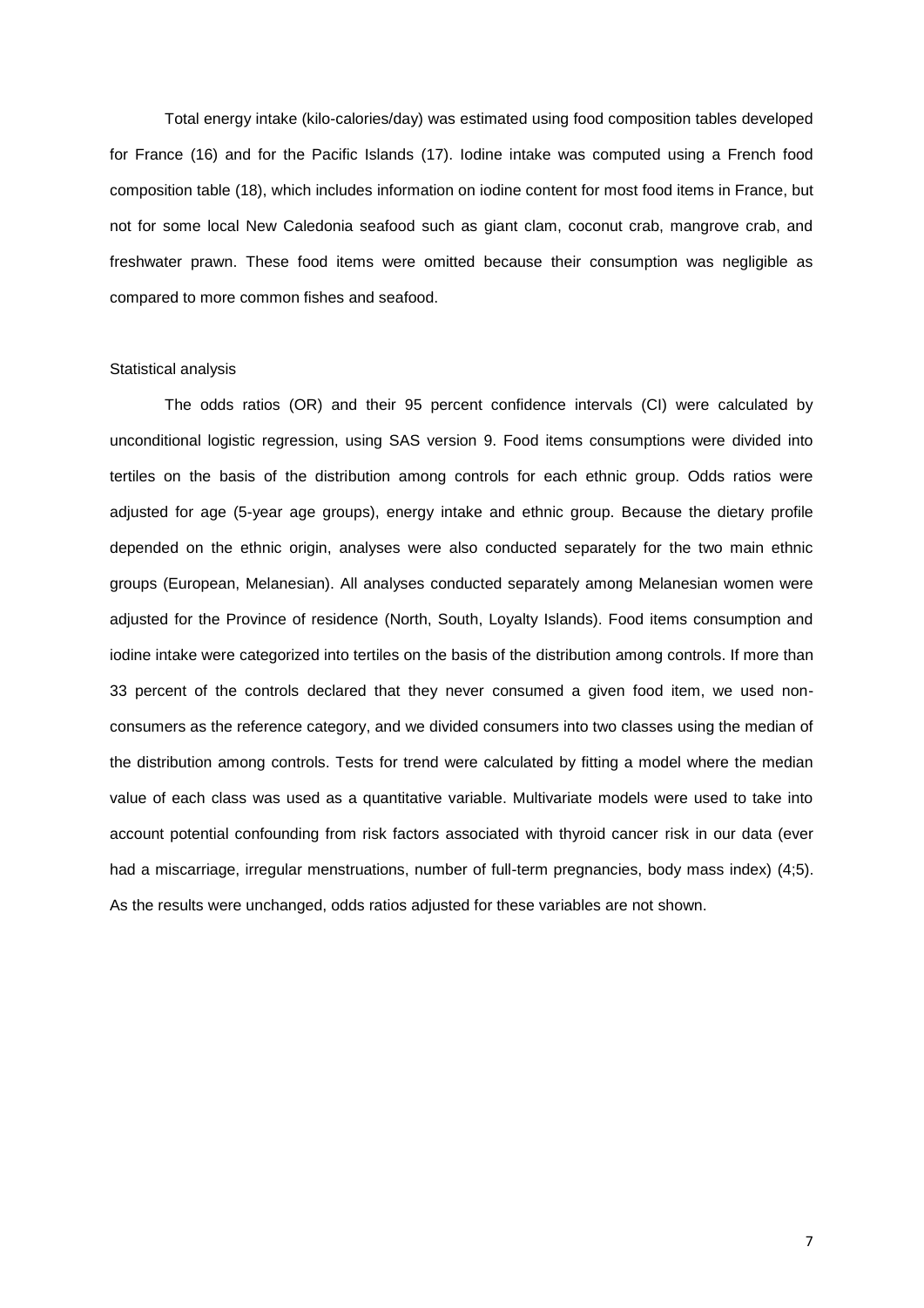Total energy intake (kilo-calories/day) was estimated using food composition tables developed for France (16) and for the Pacific Islands (17). Iodine intake was computed using a French food composition table (18), which includes information on iodine content for most food items in France, but not for some local New Caledonia seafood such as giant clam, coconut crab, mangrove crab, and freshwater prawn. These food items were omitted because their consumption was negligible as compared to more common fishes and seafood.

## Statistical analysis

The odds ratios (OR) and their 95 percent confidence intervals (CI) were calculated by unconditional logistic regression, using SAS version 9. Food items consumptions were divided into tertiles on the basis of the distribution among controls for each ethnic group. Odds ratios were adjusted for age (5-year age groups), energy intake and ethnic group. Because the dietary profile depended on the ethnic origin, analyses were also conducted separately for the two main ethnic groups (European, Melanesian). All analyses conducted separately among Melanesian women were adjusted for the Province of residence (North, South, Loyalty Islands). Food items consumption and iodine intake were categorized into tertiles on the basis of the distribution among controls. If more than 33 percent of the controls declared that they never consumed a given food item, we used non-consumers as the reference category, and we divided consumers into two classes using the median of the distribution among controls. Tests for trend were calculated by fitting a model where the median value of each class was used as a quantitative variable. Multivariate models were used to take into account potential confounding from risk factors associated with thyroid cancer risk in our data (ever had a miscarriage, irregular menstruations, number of full-term pregnancies, body mass index) (4;5). As the results were unchanged, odds ratios adjusted for these variables are not shown.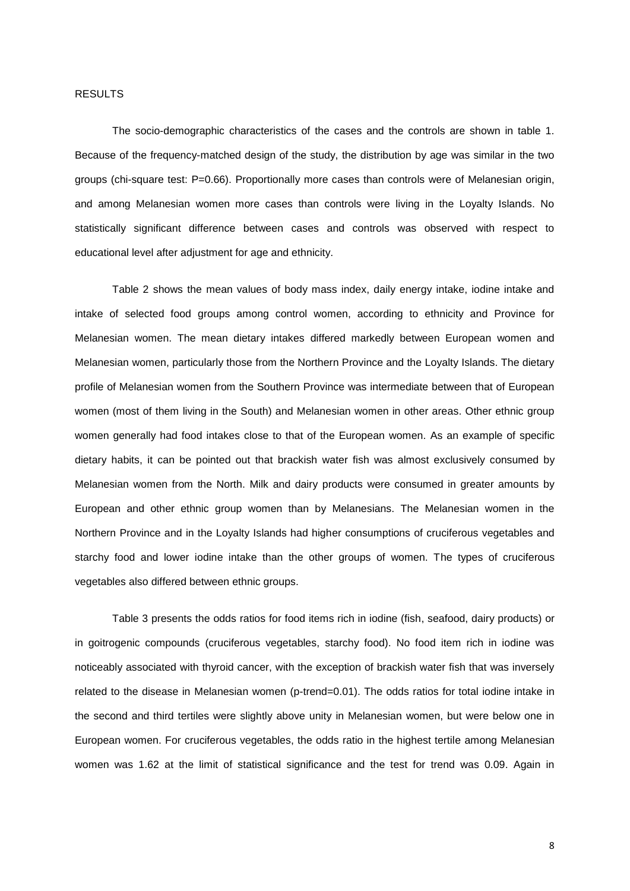## RESULTS

The socio-demographic characteristics of the cases and the controls are shown in table 1. Because of the frequency-matched design of the study, the distribution by age was similar in the two groups (chi-square test: $P=0.66$). Proportionally more cases than controls were of Melanesian origin, and among Melanesian women more cases than controls were living in the Loyalty Islands. No statistically significant difference between cases and controls was observed with respect to educational level after adjustment for age and ethnicity.

Table 2 shows the mean values of body mass index, daily energy intake, iodine intake and intake of selected food groups among control women, according to ethnicity and Province for Melanesian women. The mean dietary intakes differed markedly between European women and Melanesian women, particularly those from the Northern Province and the Loyalty Islands. The dietary profile of Melanesian women from the Southern Province was intermediate between that of European women (most of them living in the South) and Melanesian women in other areas. Other ethnic group women generally had food intakes close to that of the European women. As an example of specific dietary habits, it can be pointed out that brackish water fish was almost exclusively consumed by Melanesian women from the North. Milk and dairy products were consumed in greater amounts by European and other ethnic group women than by Melanesians. The Melanesian women in the Northern Province and in the Loyalty Islands had higher consumptions of cruciferous vegetables and starchy food and lower iodine intake than the other groups of women. The types of cruciferous vegetables also differed between ethnic groups.

Table 3 presents the odds ratios for food items rich in iodine (fish, seafood, dairy products) or in goitrogenic compounds (cruciferous vegetables, starchy food). No food item rich in iodine was noticeably associated with thyroid cancer, with the exception of brackish water fish that was inversely related to the disease in Melanesian women ($p\text{-trend}=0.01$). The odds ratios for total iodine intake in the second and third tertiles were slightly above unity in Melanesian women, but were below one in European women. For cruciferous vegetables, the odds ratio in the highest tertile among Melanesian women was 1.62 at the limit of statistical significance and the test for trend was 0.09. Again in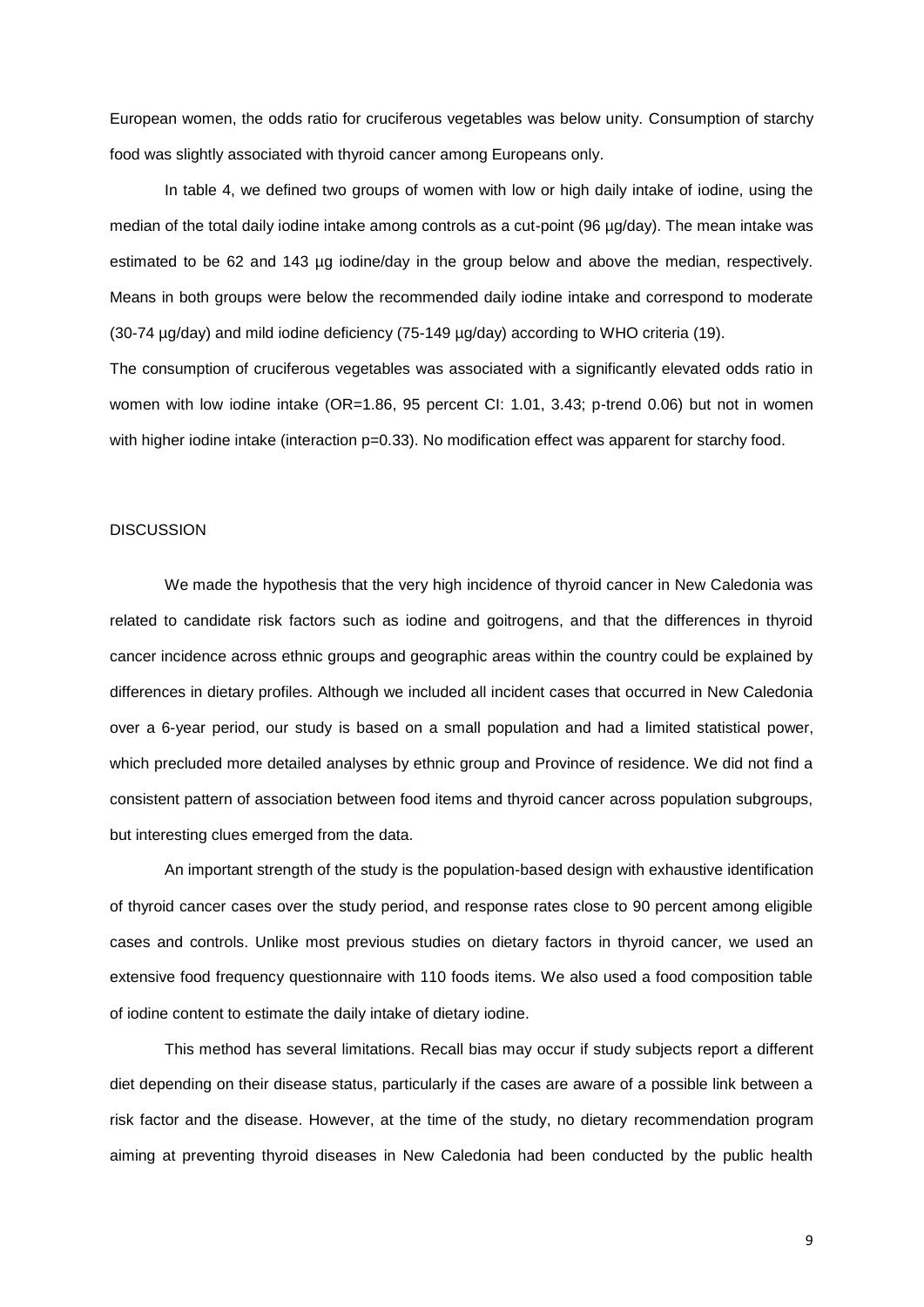European women, the odds ratio for cruciferous vegetables was below unity. Consumption of starchy food was slightly associated with thyroid cancer among Europeans only.

In table 4, we defined two groups of women with low or high daily intake of iodine, using the median of the total daily iodine intake among controls as a cut-point (96 µg/day). The mean intake was estimated to be 62 and 143 µg iodine/day in the group below and above the median, respectively. Means in both groups were below the recommended daily iodine intake and correspond to moderate (30-74 µg/day) and mild iodine deficiency (75-149 µg/day) according to WHO criteria (19).

The consumption of cruciferous vegetables was associated with a significantly elevated odds ratio in women with low iodine intake (OR=1.86, 95 percent CI: 1.01, 3.43; p-trend 0.06) but not in women with higher iodine intake (interaction p=0.33). No modification effect was apparent for starchy food.

## DISCUSSION

We made the hypothesis that the very high incidence of thyroid cancer in New Caledonia was related to candidate risk factors such as iodine and goitrogens, and that the differences in thyroid cancer incidence across ethnic groups and geographic areas within the country could be explained by differences in dietary profiles. Although we included all incident cases that occurred in New Caledonia over a 6-year period, our study is based on a small population and had a limited statistical power, which precluded more detailed analyses by ethnic group and Province of residence. We did not find a consistent pattern of association between food items and thyroid cancer across population subgroups, but interesting clues emerged from the data.

An important strength of the study is the population-based design with exhaustive identification of thyroid cancer cases over the study period, and response rates close to 90 percent among eligible cases and controls. Unlike most previous studies on dietary factors in thyroid cancer, we used an extensive food frequency questionnaire with 110 foods items. We also used a food composition table of iodine content to estimate the daily intake of dietary iodine.

This method has several limitations. Recall bias may occur if study subjects report a different diet depending on their disease status, particularly if the cases are aware of a possible link between a risk factor and the disease. However, at the time of the study, no dietary recommendation program aiming at preventing thyroid diseases in New Caledonia had been conducted by the public health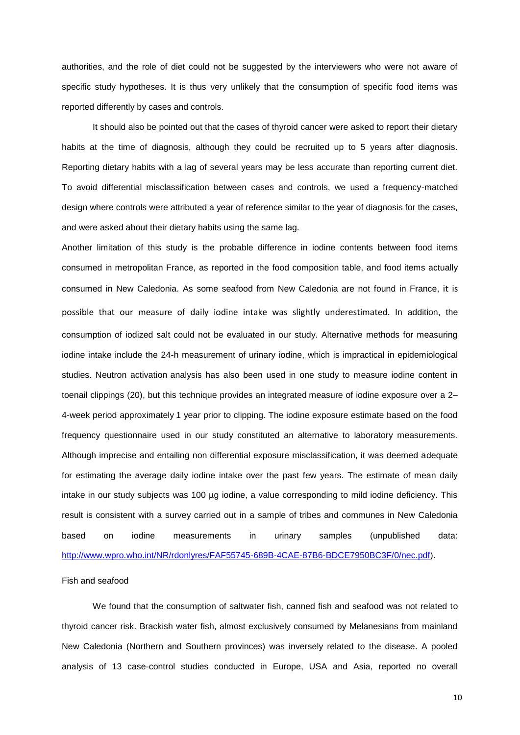authorities, and the role of diet could not be suggested by the interviewers who were not aware of specific study hypotheses. It is thus very unlikely that the consumption of specific food items was reported differently by cases and controls.

It should also be pointed out that the cases of thyroid cancer were asked to report their dietary habits at the time of diagnosis, although they could be recruited up to 5 years after diagnosis. Reporting dietary habits with a lag of several years may be less accurate than reporting current diet. To avoid differential misclassification between cases and controls, we used a frequency-matched design where controls were attributed a year of reference similar to the year of diagnosis for the cases, and were asked about their dietary habits using the same lag.

Another limitation of this study is the probable difference in iodine contents between food items consumed in metropolitan France, as reported in the food composition table, and food items actually consumed in New Caledonia. As some seafood from New Caledonia are not found in France, it is possible that our measure of daily iodine intake was slightly underestimated. In addition, the consumption of iodized salt could not be evaluated in our study. Alternative methods for measuring iodine intake include the 24-h measurement of urinary iodine, which is impractical in epidemiological studies. Neutron activation analysis has also been used in one study to measure iodine content in toenail clippings (20), but this technique provides an integrated measure of iodine exposure over a 2–4-week period approximately 1 year prior to clipping. The iodine exposure estimate based on the food frequency questionnaire used in our study constituted an alternative to laboratory measurements. Although imprecise and entailing non differential exposure misclassification, it was deemed adequate for estimating the average daily iodine intake over the past few years. The estimate of mean daily intake in our study subjects was 100 µg iodine, a value corresponding to mild iodine deficiency. This result is consistent with a survey carried out in a sample of tribes and communes in New Caledonia based on iodine measurements in urinary samples (unpublished data: http://www.wpro.who.int/NR/rdonlyres/FAF55745-689B-4CAE-87B6-BDCE7950BC3F/0/nec.pdf).

Fish and seafood

We found that the consumption of saltwater fish, canned fish and seafood was not related to thyroid cancer risk. Brackish water fish, almost exclusively consumed by Melanesians from mainland New Caledonia (Northern and Southern provinces) was inversely related to the disease. A pooled analysis of 13 case-control studies conducted in Europe, USA and Asia, reported no overall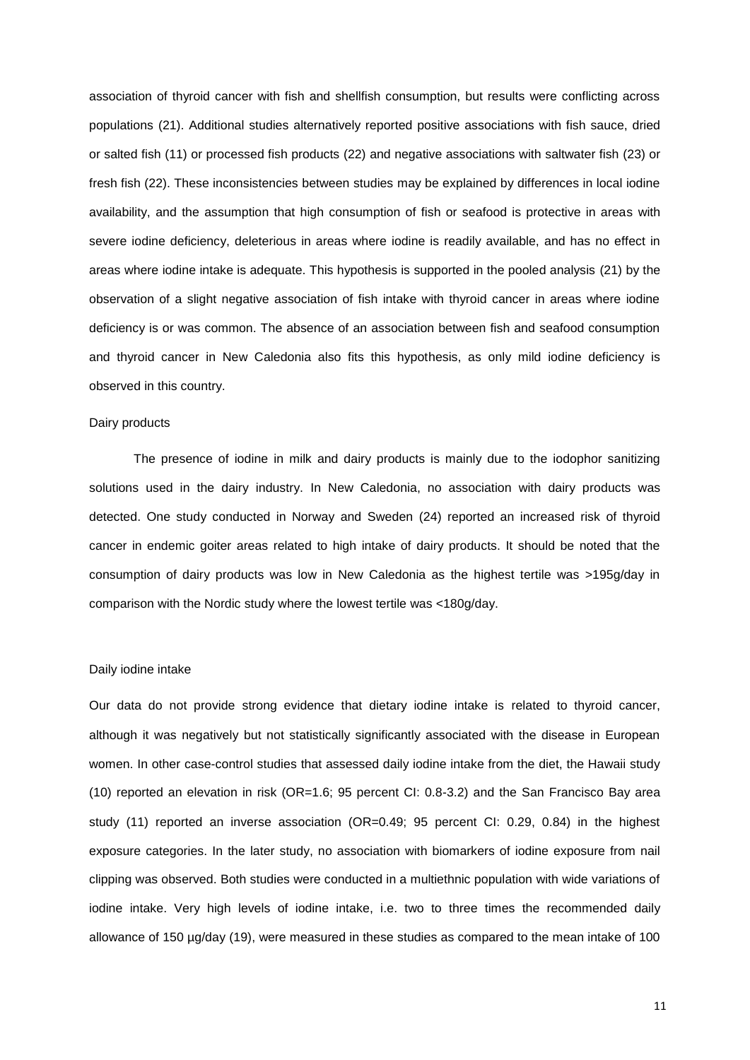association of thyroid cancer with fish and shellfish consumption, but results were conflicting across populations (21). Additional studies alternatively reported positive associations with fish sauce, dried or salted fish (11) or processed fish products (22) and negative associations with saltwater fish (23) or fresh fish (22). These inconsistencies between studies may be explained by differences in local iodine availability, and the assumption that high consumption of fish or seafood is protective in areas with severe iodine deficiency, deleterious in areas where iodine is readily available, and has no effect in areas where iodine intake is adequate. This hypothesis is supported in the pooled analysis (21) by the observation of a slight negative association of fish intake with thyroid cancer in areas where iodine deficiency is or was common. The absence of an association between fish and seafood consumption and thyroid cancer in New Caledonia also fits this hypothesis, as only mild iodine deficiency is observed in this country.

### Dairy products

The presence of iodine in milk and dairy products is mainly due to the iodophor sanitizing solutions used in the dairy industry. In New Caledonia, no association with dairy products was detected. One study conducted in Norway and Sweden (24) reported an increased risk of thyroid cancer in endemic goiter areas related to high intake of dairy products. It should be noted that the consumption of dairy products was low in New Caledonia as the highest tertile was >195g/day in comparison with the Nordic study where the lowest tertile was <180g/day.

### Daily iodine intake

Our data do not provide strong evidence that dietary iodine intake is related to thyroid cancer, although it was negatively but not statistically significantly associated with the disease in European women. In other case-control studies that assessed daily iodine intake from the diet, the Hawaii study (10) reported an elevation in risk (OR=1.6; 95 percent CI: 0.8-3.2) and the San Francisco Bay area study (11) reported an inverse association (OR=0.49; 95 percent CI: 0.29, 0.84) in the highest exposure categories. In the later study, no association with biomarkers of iodine exposure from nail clipping was observed. Both studies were conducted in a multiethnic population with wide variations of iodine intake. Very high levels of iodine intake, i.e. two to three times the recommended daily allowance of 150 µg/day (19), were measured in these studies as compared to the mean intake of 100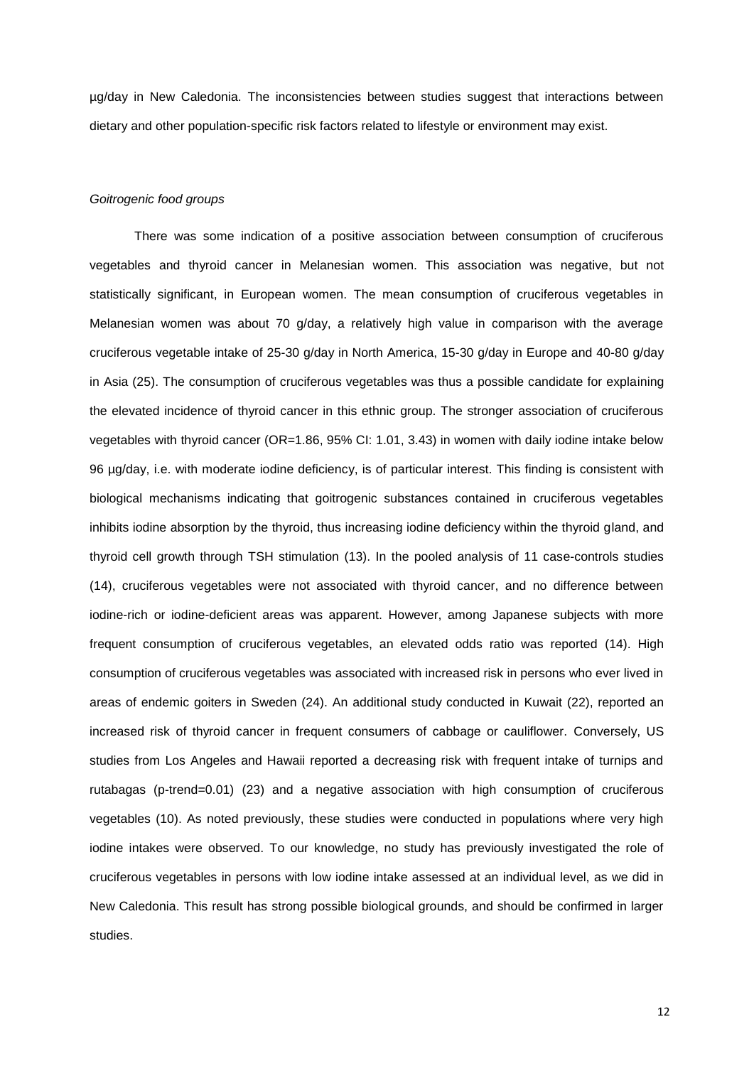µg/day in New Caledonia. The inconsistencies between studies suggest that interactions between dietary and other population-specific risk factors related to lifestyle or environment may exist.

*Goitrogenic food groups*

There was some indication of a positive association between consumption of cruciferous vegetables and thyroid cancer in Melanesian women. This association was negative, but not statistically significant, in European women. The mean consumption of cruciferous vegetables in Melanesian women was about 70 g/day, a relatively high value in comparison with the average cruciferous vegetable intake of 25-30 g/day in North America, 15-30 g/day in Europe and 40-80 g/day in Asia (25). The consumption of cruciferous vegetables was thus a possible candidate for explaining the elevated incidence of thyroid cancer in this ethnic group. The stronger association of cruciferous vegetables with thyroid cancer (OR=1.86, 95% CI: 1.01, 3.43) in women with daily iodine intake below 96 µg/day, i.e. with moderate iodine deficiency, is of particular interest. This finding is consistent with biological mechanisms indicating that goitrogenic substances contained in cruciferous vegetables inhibits iodine absorption by the thyroid, thus increasing iodine deficiency within the thyroid gland, and thyroid cell growth through TSH stimulation (13). In the pooled analysis of 11 case-controls studies (14), cruciferous vegetables were not associated with thyroid cancer, and no difference between iodine-rich or iodine-deficient areas was apparent. However, among Japanese subjects with more frequent consumption of cruciferous vegetables, an elevated odds ratio was reported (14). High consumption of cruciferous vegetables was associated with increased risk in persons who ever lived in areas of endemic goiters in Sweden (24). An additional study conducted in Kuwait (22), reported an increased risk of thyroid cancer in frequent consumers of cabbage or cauliflower. Conversely, US studies from Los Angeles and Hawaii reported a decreasing risk with frequent intake of turnips and rutabagas (p-trend=0.01) (23) and a negative association with high consumption of cruciferous vegetables (10). As noted previously, these studies were conducted in populations where very high iodine intakes were observed. To our knowledge, no study has previously investigated the role of cruciferous vegetables in persons with low iodine intake assessed at an individual level, as we did in New Caledonia. This result has strong possible biological grounds, and should be confirmed in larger studies.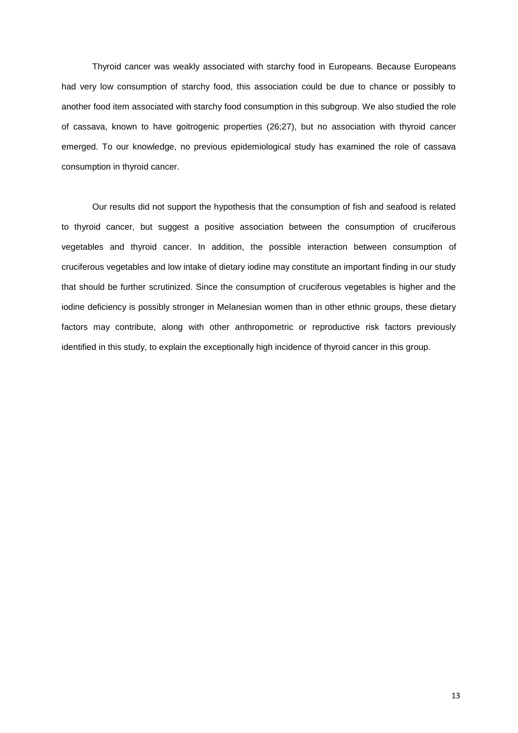Thyroid cancer was weakly associated with starchy food in Europeans. Because Europeans had very low consumption of starchy food, this association could be due to chance or possibly to another food item associated with starchy food consumption in this subgroup. We also studied the role of cassava, known to have goitrogenic properties (26;27), but no association with thyroid cancer emerged. To our knowledge, no previous epidemiological study has examined the role of cassava consumption in thyroid cancer.

Our results did not support the hypothesis that the consumption of fish and seafood is related to thyroid cancer, but suggest a positive association between the consumption of cruciferous vegetables and thyroid cancer. In addition, the possible interaction between consumption of cruciferous vegetables and low intake of dietary iodine may constitute an important finding in our study that should be further scrutinized. Since the consumption of cruciferous vegetables is higher and the iodine deficiency is possibly stronger in Melanesian women than in other ethnic groups, these dietary factors may contribute, along with other anthropometric or reproductive risk factors previously identified in this study, to explain the exceptionally high incidence of thyroid cancer in this group.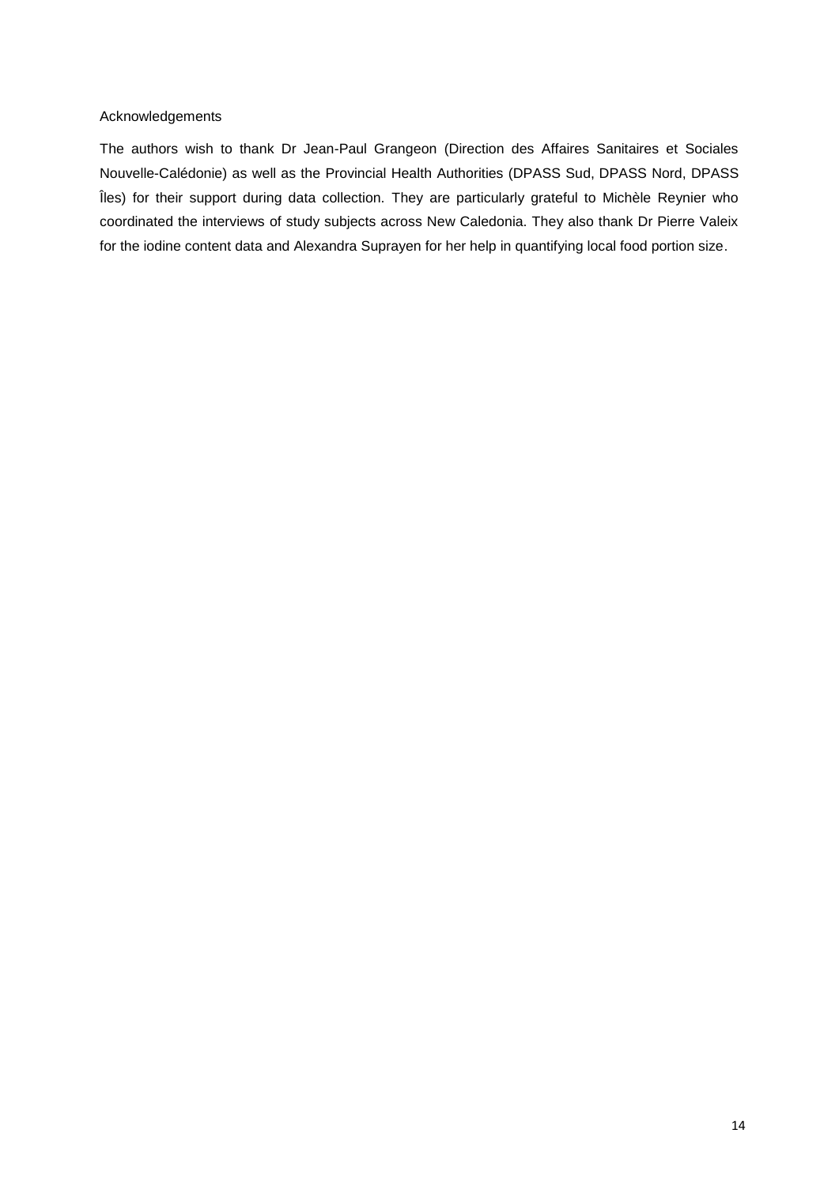## Acknowledgements

The authors wish to thank Dr Jean-Paul Grangeon (Direction des Affaires Sanitaires et Sociales Nouvelle-Calédonie) as well as the Provincial Health Authorities (DPASS Sud, DPASS Nord, DPASS Îles) for their support during data collection. They are particularly grateful to Michèle Reynier who coordinated the interviews of study subjects across New Caledonia. They also thank Dr Pierre Valeix for the iodine content data and Alexandra Suprayen for her help in quantifying local food portion size.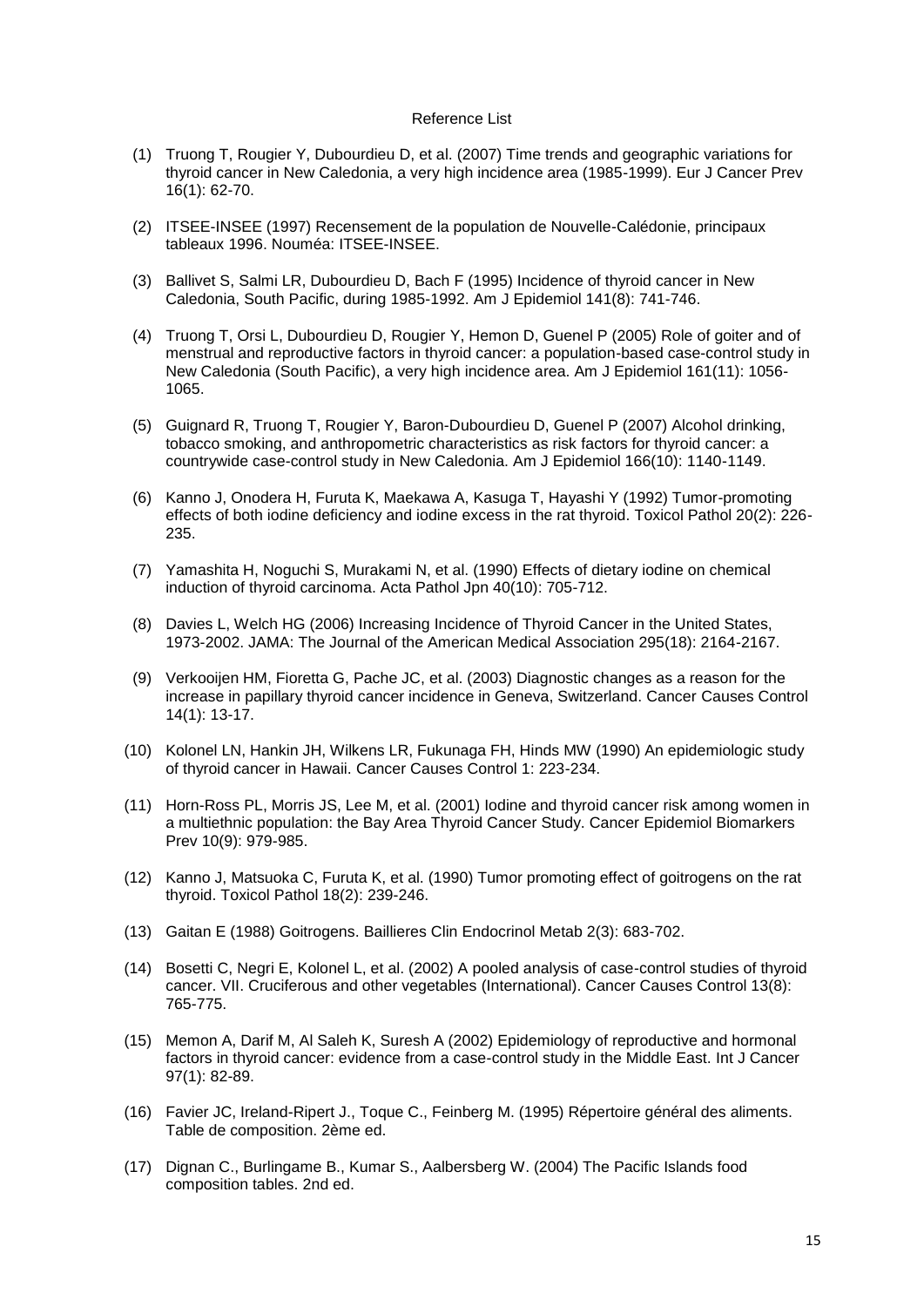## Reference List

(1) Truong T, Rougier Y, Dubourdieu D, et al. (2007) Time trends and geographic variations for thyroid cancer in New Caledonia, a very high incidence area (1985-1999). Eur J Cancer Prev 16(1): 62-70.

(2) ITSEE-INSEE (1997) Recensement de la population de Nouvelle-Calédonie, principaux tableaux 1996. Nouméa: ITSEE-INSEE.

(3) Ballivet S, Salmi LR, Dubourdieu D, Bach F (1995) Incidence of thyroid cancer in New Caledonia, South Pacific, during 1985-1992. Am J Epidemiol 141(8): 741-746.

(4) Truong T, Orsi L, Dubourdieu D, Rougier Y, Hemon D, Guenel P (2005) Role of goiter and of menstrual and reproductive factors in thyroid cancer: a population-based case-control study in New Caledonia (South Pacific), a very high incidence area. Am J Epidemiol 161(11): 1056-1065.

(5) Guignard R, Truong T, Rougier Y, Baron-Dubourdieu D, Guenel P (2007) Alcohol drinking, tobacco smoking, and anthropometric characteristics as risk factors for thyroid cancer: a countrywide case-control study in New Caledonia. Am J Epidemiol 166(10): 1140-1149.

(6) Kanno J, Onodera H, Furuta K, Maekawa A, Kasuga T, Hayashi Y (1992) Tumor-promoting effects of both iodine deficiency and iodine excess in the rat thyroid. Toxicol Pathol 20(2): 226-235.

(7) Yamashita H, Noguchi S, Murakami N, et al. (1990) Effects of dietary iodine on chemical induction of thyroid carcinoma. Acta Pathol Jpn 40(10): 705-712.

(8) Davies L, Welch HG (2006) Increasing Incidence of Thyroid Cancer in the United States, 1973-2002. JAMA: The Journal of the American Medical Association 295(18): 2164-2167.

(9) Verkooijen HM, Fioretta G, Pache JC, et al. (2003) Diagnostic changes as a reason for the increase in papillary thyroid cancer incidence in Geneva, Switzerland. Cancer Causes Control 14(1): 13-17.

(10) Kolonel LN, Hankin JH, Wilkens LR, Fukunaga FH, Hinds MW (1990) An epidemiologic study of thyroid cancer in Hawaii. Cancer Causes Control 1: 223-234.

(11) Horn-Ross PL, Morris JS, Lee M, et al. (2001) Iodine and thyroid cancer risk among women in a multiethnic population: the Bay Area Thyroid Cancer Study. Cancer Epidemiol Biomarkers Prev 10(9): 979-985.

(12) Kanno J, Matsuoka C, Furuta K, et al. (1990) Tumor promoting effect of goitrogens on the rat thyroid. Toxicol Pathol 18(2): 239-246.

(13) Gaitan E (1988) Goitrogens. Baillieres Clin Endocrinol Metab 2(3): 683-702.

(14) Bosetti C, Negri E, Kolonel L, et al. (2002) A pooled analysis of case-control studies of thyroid cancer. VII. Cruciferous and other vegetables (International). Cancer Causes Control 13(8): 765-775.

(15) Memon A, Darif M, Al Saleh K, Suresh A (2002) Epidemiology of reproductive and hormonal factors in thyroid cancer: evidence from a case-control study in the Middle East. Int J Cancer 97(1): 82-89.

(16) Favier JC, Ireland-Ripert J., Toque C., Feinberg M. (1995) Répertoire général des aliments. Table de composition. 2ème ed.

(17) Dignan C., Burlingame B., Kumar S., Aalbersberg W. (2004) The Pacific Islands food composition tables. 2nd ed.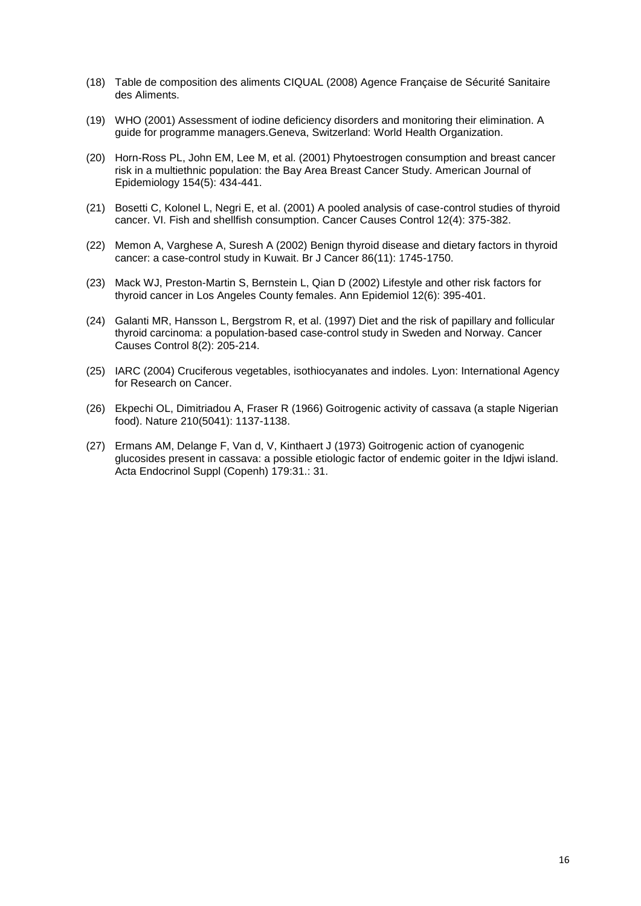(18) Table de composition des aliments CIQUAL (2008) Agence Française de Sécurité Sanitaire des Aliments.

(19) WHO (2001) Assessment of iodine deficiency disorders and monitoring their elimination. A guide for programme managers.Geneva, Switzerland: World Health Organization.

(20) Horn-Ross PL, John EM, Lee M, et al. (2001) Phytoestrogen consumption and breast cancer risk in a multiethnic population: the Bay Area Breast Cancer Study. American Journal of Epidemiology 154(5): 434-441.

(21) Bosetti C, Kolonel L, Negri E, et al. (2001) A pooled analysis of case-control studies of thyroid cancer. VI. Fish and shellfish consumption. Cancer Causes Control 12(4): 375-382.

(22) Memon A, Varghese A, Suresh A (2002) Benign thyroid disease and dietary factors in thyroid cancer: a case-control study in Kuwait. Br J Cancer 86(11): 1745-1750.

(23) Mack WJ, Preston-Martin S, Bernstein L, Qian D (2002) Lifestyle and other risk factors for thyroid cancer in Los Angeles County females. Ann Epidemiol 12(6): 395-401.

(24) Galanti MR, Hansson L, Bergstrom R, et al. (1997) Diet and the risk of papillary and follicular thyroid carcinoma: a population-based case-control study in Sweden and Norway. Cancer Causes Control 8(2): 205-214.

(25) IARC (2004) Cruciferous vegetables, isothiocyanates and indoles. Lyon: International Agency for Research on Cancer.

(26) Ekpechi OL, Dimitriadou A, Fraser R (1966) Goitrogenic activity of cassava (a staple Nigerian food). Nature 210(5041): 1137-1138.

(27) Ermans AM, Delange F, Van d, V, Kinthaert J (1973) Goitrogenic action of cyanogenic glucosides present in cassava: a possible etiologic factor of endemic goiter in the Idjwi island. Acta Endocrinol Suppl (Copenh) 179:31.: 31.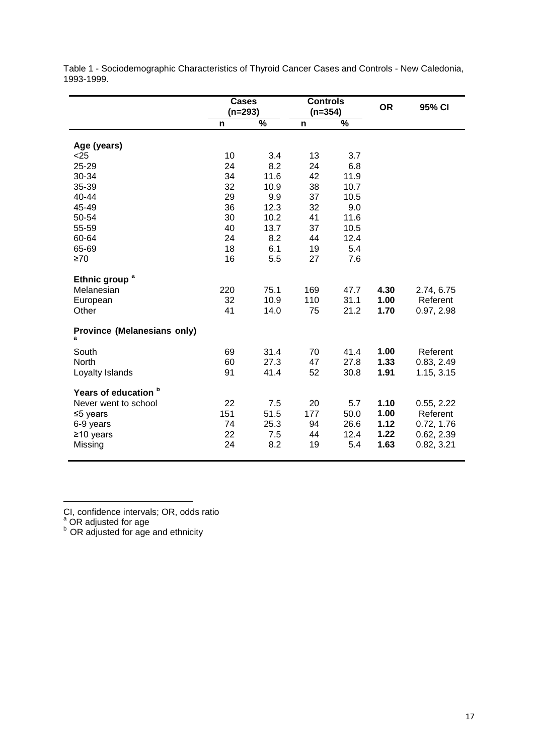Table 1 - Sociodemographic Characteristics of Thyroid Cancer Cases and Controls - New Caledonia, 1993-1999.

| | Cases (n=293) | | Controls (n=354) | | OR | 95% CI |
|---|---|---|---|---|---|---|
| | n | % | n | % | | |
| **Age (years)** | | | | | | |
| <25 | 10 | 3.4 | 13 | 3.7 | | |
| 25-29 | 24 | 8.2 | 24 | 6.8 | | |
| 30-34 | 34 | 11.6 | 42 | 11.9 | | |
| 35-39 | 32 | 10.9 | 38 | 10.7 | | |
| 40-44 | 29 | 9.9 | 37 | 10.5 | | |
| 45-49 | 36 | 12.3 | 32 | 9.0 | | |
| 50-54 | 30 | 10.2 | 41 | 11.6 | | |
| 55-59 | 40 | 13.7 | 37 | 10.5 | | |
| 60-64 | 24 | 8.2 | 44 | 12.4 | | |
| 65-69 | 18 | 6.1 | 19 | 5.4 | | |
| ≥70 | 16 | 5.5 | 27 | 7.6 | | |
| **Ethnic group [a]** | | | | | | |
| Melanesian | 220 | 75.1 | 169 | 47.7 | **4.30** | 2.74, 6.75 |
| European | 32 | 10.9 | 110 | 31.1 | **1.00** | Referent |
| Other | 41 | 14.0 | 75 | 21.2 | **1.70** | 0.97, 2.98 |
| **Province (Melanesians only) [a]** | | | | | | |
| South | 69 | 31.4 | 70 | 41.4 | **1.00** | Referent |
| North | 60 | 27.3 | 47 | 27.8 | **1.33** | 0.83, 2.49 |
| Loyalty Islands | 91 | 41.4 | 52 | 30.8 | **1.91** | 1.15, 3.15 |
| **Years of education [b]** | | | | | | |
| Never went to school | 22 | 7.5 | 20 | 5.7 | **1.10** | 0.55, 2.22 |
| ≤5 years | 151 | 51.5 | 177 | 50.0 | **1.00** | Referent |
| 6-9 years | 74 | 25.3 | 94 | 26.6 | **1.12** | 0.72, 1.76 |
| ≥10 years | 22 | 7.5 | 44 | 12.4 | **1.22** | 0.62, 2.39 |
| Missing | 24 | 8.2 | 19 | 5.4 | **1.63** | 0.82, 3.21 |

CI, confidence intervals; OR, odds ratio

[a] OR adjusted for age

[b] OR adjusted for age and ethnicity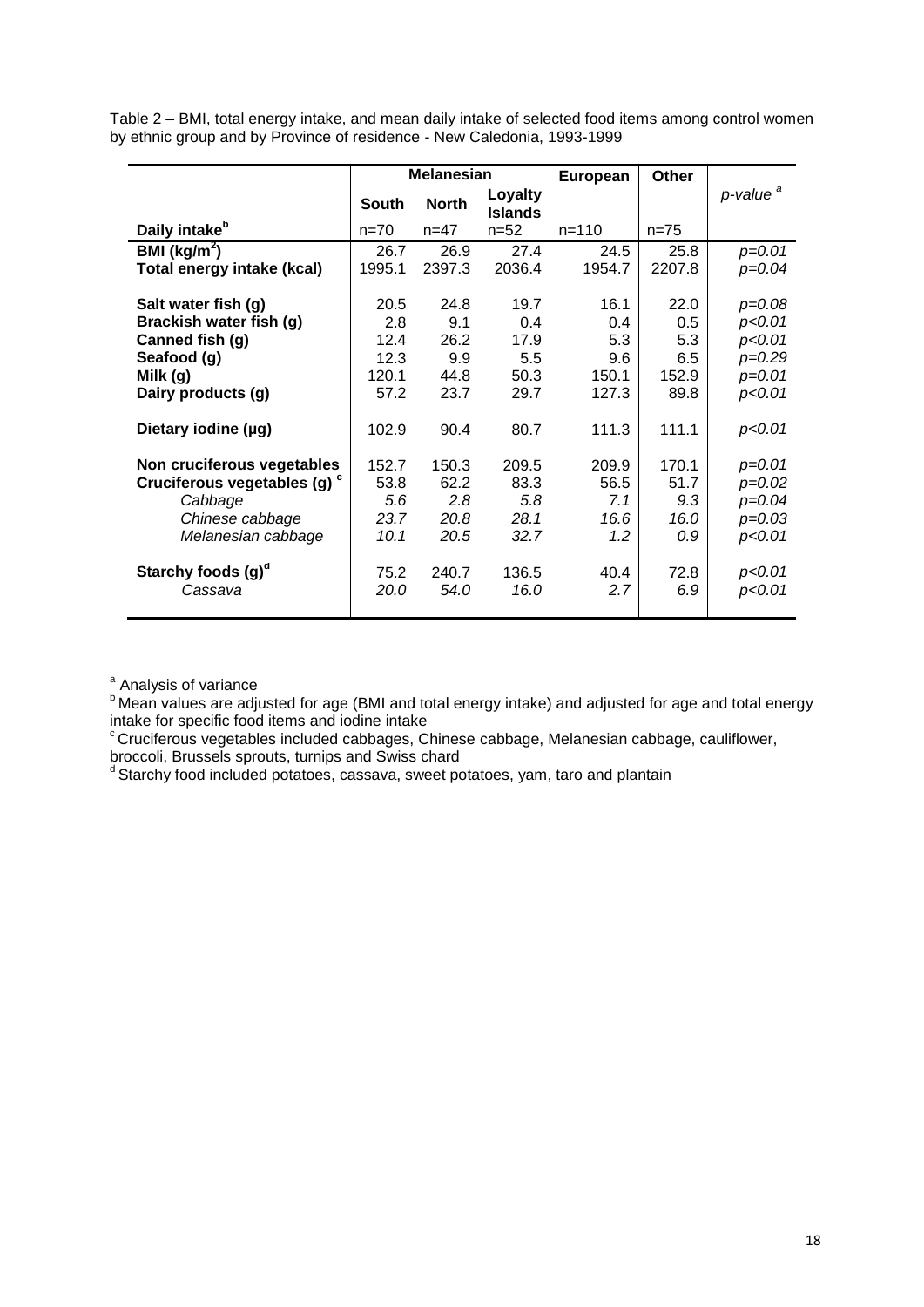Table 2 – BMI, total energy intake, and mean daily intake of selected food items among control women by ethnic group and by Province of residence - New Caledonia, 1993-1999

| | Melanesian | | | European | Other | *p-value* [a] |
|---|---|---|---|---|---|---|
| | South | North | Loyalty Islands | | | |
| **Daily intake**[b] | n=70 | n=47 | n=52 | n=110 | n=75 | |
| **BMI (kg/m²)** | 26.7 | 26.9 | 27.4 | 24.5 | 25.8 | *p=0.01* |
| **Total energy intake (kcal)** | 1995.1 | 2397.3 | 2036.4 | 1954.7 | 2207.8 | *p=0.04* |
| **Salt water fish (g)** | 20.5 | 24.8 | 19.7 | 16.1 | 22.0 | *p=0.08* |
| **Brackish water fish (g)** | 2.8 | 9.1 | 0.4 | 0.4 | 0.5 | *p<0.01* |
| **Canned fish (g)** | 12.4 | 26.2 | 17.9 | 5.3 | 5.3 | *p<0.01* |
| **Seafood (g)** | 12.3 | 9.9 | 5.5 | 9.6 | 6.5 | *p=0.29* |
| **Milk (g)** | 120.1 | 44.8 | 50.3 | 150.1 | 152.9 | *p=0.01* |
| **Dairy products (g)** | 57.2 | 23.7 | 29.7 | 127.3 | 89.8 | *p<0.01* |
| **Dietary iodine (µg)** | 102.9 | 90.4 | 80.7 | 111.3 | 111.1 | *p<0.01* |
| **Non cruciferous vegetables** | 152.7 | 150.3 | 209.5 | 209.9 | 170.1 | *p=0.01* |
| **Cruciferous vegetables (g)** [c] | 53.8 | 62.2 | 83.3 | 56.5 | 51.7 | *p=0.02* |
| *Cabbage* | *5.6* | *2.8* | *5.8* | *7.1* | *9.3* | *p=0.04* |
| *Chinese cabbage* | *23.7* | *20.8* | *28.1* | *16.6* | *16.0* | *p=0.03* |
| *Melanesian cabbage* | *10.1* | *20.5* | *32.7* | *1.2* | *0.9* | *p<0.01* |
| **Starchy foods (g)**[d] | 75.2 | 240.7 | 136.5 | 40.4 | 72.8 | *p<0.01* |
| *Cassava* | *20.0* | *54.0* | *16.0* | *2.7* | *6.9* | *p<0.01* |

[a] Analysis of variance

[b] Mean values are adjusted for age (BMI and total energy intake) and adjusted for age and total energy intake for specific food items and iodine intake

[c] Cruciferous vegetables included cabbages, Chinese cabbage, Melanesian cabbage, cauliflower, broccoli, Brussels sprouts, turnips and Swiss chard

[d] Starchy food included potatoes, cassava, sweet potatoes, yam, taro and plantain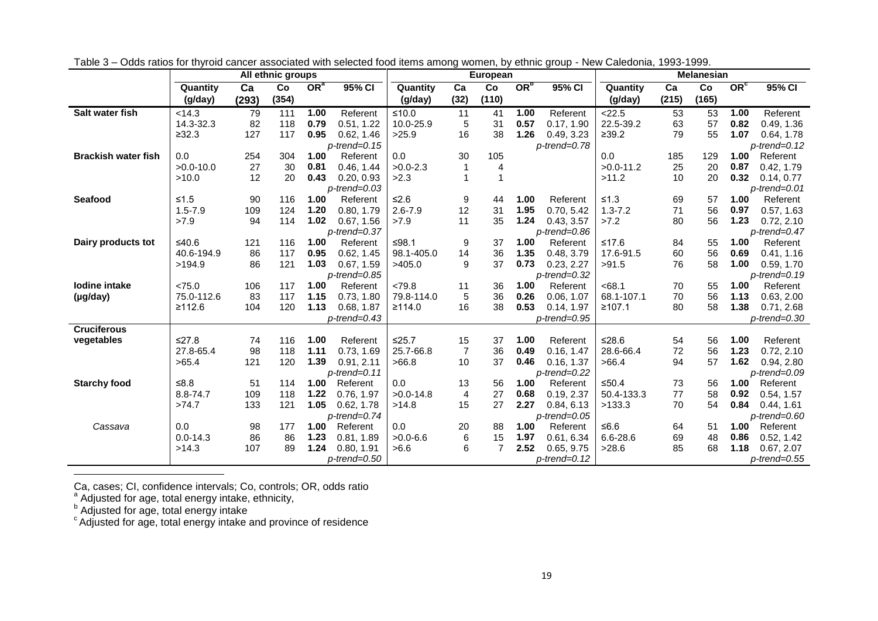Table 3 – Odds ratios for thyroid cancer associated with selected food items among women, by ethnic group - New Caledonia, 1993-1999.

| | All ethnic groups | | | | | European | | | | | Melanesian | | | | |
|---|---|---|---|---|---|---|---|---|---|---|---|---|---|---|---|
| | Quantity (g/day) | Ca (293) | Co (354) | OR[a] | 95% CI | Quantity (g/day) | Ca (32) | Co (110) | OR[b] | 95% CI | Quantity (g/day) | Ca (215) | Co (165) | OR[c] | 95% CI |
| **Salt water fish** | <14.3 | 79 | 111 | **1.00** | Referent | ≤10.0 | 11 | 41 | **1.00** | Referent | <22.5 | 53 | 53 | **1.00** | Referent |
| | 14.3-32.3 | 82 | 118 | **0.79** | 0.51, 1.22 | 10.0-25.9 | 5 | 31 | **0.57** | 0.17, 1.90 | 22.5-39.2 | 63 | 57 | **0.82** | 0.49, 1.36 |
| | ≥32.3 | 127 | 117 | **0.95** | 0.62, 1.46 | >25.9 | 16 | 38 | **1.26** | 0.49, 3.23 | ≥39.2 | 79 | 55 | **1.07** | 0.64, 1.78 |
| | | | | | *p-trend=0.15* | | | | | *p-trend=0.78* | | | | | *p-trend=0.12* |
| **Brackish water fish** | 0.0 | 254 | 304 | **1.00** | Referent | 0.0 | 30 | 105 | | | 0.0 | 185 | 129 | **1.00** | Referent |
| | >0.0-10.0 | 27 | 30 | **0.81** | 0.46, 1.44 | >0.0-2.3 | 1 | 4 | | | >0.0-11.2 | 25 | 20 | **0.87** | 0.42, 1.79 |
| | >10.0 | 12 | 20 | **0.43** | 0.20, 0.93 | >2.3 | 1 | 1 | | | >11.2 | 10 | 20 | **0.32** | 0.14, 0.77 |
| | | | | | *p-trend=0.03* | | | | | | | | | | *p-trend=0.01* |
| **Seafood** | ≤1.5 | 90 | 116 | **1.00** | Referent | ≤2.6 | 9 | 44 | **1.00** | Referent | ≤1.3 | 69 | 57 | **1.00** | Referent |
| | 1.5-7.9 | 109 | 124 | **1.20** | 0.80, 1.79 | 2.6-7.9 | 12 | 31 | **1.95** | 0.70, 5.42 | 1.3-7.2 | 71 | 56 | **0.97** | 0.57, 1.63 |
| | >7.9 | 94 | 114 | **1.02** | 0.67, 1.56 | >7.9 | 11 | 35 | **1.24** | 0.43, 3.57 | >7.2 | 80 | 56 | **1.23** | 0.72, 2.10 |
| | | | | | *p-trend=0.37* | | | | | *p-trend=0.86* | | | | | *p-trend=0.47* |
| **Dairy products tot** | ≤40.6 | 121 | 116 | **1.00** | Referent | ≤98.1 | 9 | 37 | **1.00** | Referent | ≤17.6 | 84 | 55 | **1.00** | Referent |
| | 40.6-194.9 | 86 | 117 | **0.95** | 0.62, 1.45 | 98.1-405.0 | 14 | 36 | **1.35** | 0.48, 3.79 | 17.6-91.5 | 60 | 56 | **0.69** | 0.41, 1.16 |
| | >194.9 | 86 | 121 | **1.03** | 0.67, 1.59 | >405.0 | 9 | 37 | **0.73** | 0.23, 2.27 | >91.5 | 76 | 58 | **1.00** | 0.59, 1.70 |
| | | | | | *p-trend=0.85* | | | | | *p-trend=0.32* | | | | | *p-trend=0.19* |
| **Iodine intake (µg/day)** | <75.0 | 106 | 117 | **1.00** | Referent | <79.8 | 11 | 36 | **1.00** | Referent | <68.1 | 70 | 55 | **1.00** | Referent |
| | 75.0-112.6 | 83 | 117 | **1.15** | 0.73, 1.80 | 79.8-114.0 | 5 | 36 | **0.26** | 0.06, 1.07 | 68.1-107.1 | 70 | 56 | **1.13** | 0.63, 2.00 |
| | ≥112.6 | 104 | 120 | **1.13** | 0.68, 1.87 | ≥114.0 | 16 | 38 | **0.53** | 0.14, 1.97 | ≥107.1 | 80 | 58 | **1.38** | 0.71, 2.68 |
| | | | | | *p-trend=0.43* | | | | | *p-trend=0.95* | | | | | *p-trend=0.30* |
| **Cruciferous vegetables** | ≤27.8 | 74 | 116 | **1.00** | Referent | ≤25.7 | 15 | 37 | **1.00** | Referent | ≤28.6 | 54 | 56 | **1.00** | Referent |
| | 27.8-65.4 | 98 | 118 | **1.11** | 0.73, 1.69 | 25.7-66.8 | 7 | 36 | **0.49** | 0.16, 1.47 | 28.6-66.4 | 72 | 56 | **1.23** | 0.72, 2.10 |
| | >65.4 | 121 | 120 | **1.39** | 0.91, 2.11 | >66.8 | 10 | 37 | **0.46** | 0.16, 1.37 | >66.4 | 94 | 57 | **1.62** | 0.94, 2.80 |
| | | | | | *p-trend=0.11* | | | | | *p-trend=0.22* | | | | | *p-trend=0.09* |
| **Starchy food** | ≤8.8 | 51 | 114 | **1.00** | Referent | 0.0 | 13 | 56 | **1.00** | Referent | ≤50.4 | 73 | 56 | **1.00** | Referent |
| | 8.8-74.7 | 109 | 118 | **1.22** | 0.76, 1.97 | >0.0-14.8 | 4 | 27 | **0.68** | 0.19, 2.37 | 50.4-133.3 | 77 | 58 | **0.92** | 0.54, 1.57 |
| | >74.7 | 133 | 121 | **1.05** | 0.62, 1.78 | >14.8 | 15 | 27 | **2.27** | 0.84, 6.13 | >133.3 | 70 | 54 | **0.84** | 0.44, 1.61 |
| | | | | | *p-trend=0.74* | | | | | *p-trend=0.05* | | | | | *p-trend=0.60* |
| *Cassava* | 0.0 | 98 | 177 | **1.00** | Referent | 0.0 | 20 | 88 | **1.00** | Referent | ≤6.6 | 64 | 51 | **1.00** | Referent |
| | 0.0-14.3 | 86 | 86 | **1.23** | 0.81, 1.89 | >0.0-6.6 | 6 | 15 | **1.97** | 0.61, 6.34 | 6.6-28.6 | 69 | 48 | **0.86** | 0.52, 1.42 |
| | >14.3 | 107 | 89 | **1.24** | 0.80, 1.91 | >6.6 | 6 | 7 | **2.52** | 0.65, 9.75 | >28.6 | 85 | 68 | **1.18** | 0.67, 2.07 |
| | | | | | *p-trend=0.50* | | | | | *p-trend=0.12* | | | | | *p-trend=0.55* |

Ca, cases; CI, confidence intervals; Co, controls; OR, odds ratio
[a] Adjusted for age, total energy intake, ethnicity,
[b] Adjusted for age, total energy intake
[c] Adjusted for age, total energy intake and province of residence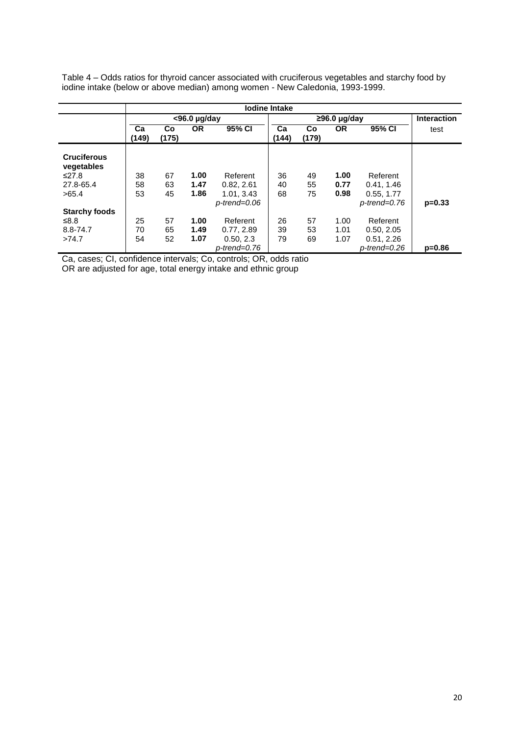Table 4 – Odds ratios for thyroid cancer associated with cruciferous vegetables and starchy food by iodine intake (below or above median) among women - New Caledonia, 1993-1999.

| | **Iodine Intake** | | | | | | | | |
|---|---|---|---|---|---|---|---|---|---|
| | **<96.0 µg/day** | | | | **≥96.0 µg/day** | | | | **Interaction** |
| | **Ca (149)** | **Co (175)** | **OR** | **95% CI** | **Ca (144)** | **Co (179)** | **OR** | **95% CI** | test |
| **Cruciferous vegetables** | | | | | | | | | |
| ≤27.8 | 38 | 67 | **1.00** | Referent | 36 | 49 | **1.00** | Referent | |
| 27.8-65.4 | 58 | 63 | **1.47** | 0.82, 2.61 | 40 | 55 | **0.77** | 0.41, 1.46 | |
| >65.4 | 53 | 45 | **1.86** | 1.01, 3.43 | 68 | 75 | **0.98** | 0.55, 1.77 | |
| | | | | *p-trend=0.06* | | | | *p-trend=0.76* | **p=0.33** |
| **Starchy foods** | | | | | | | | | |
| ≤8.8 | 25 | 57 | **1.00** | Referent | 26 | 57 | 1.00 | Referent | |
| 8.8-74.7 | 70 | 65 | **1.49** | 0.77, 2.89 | 39 | 53 | 1.01 | 0.50, 2.05 | |
| >74.7 | 54 | 52 | **1.07** | 0.50, 2.3 | 79 | 69 | 1.07 | 0.51, 2.26 | |
| | | | | *p-trend=0.76* | | | | *p-trend=0.26* | **p=0.86** |

Ca, cases; CI, confidence intervals; Co, controls; OR, odds ratio

OR are adjusted for age, total energy intake and ethnic group